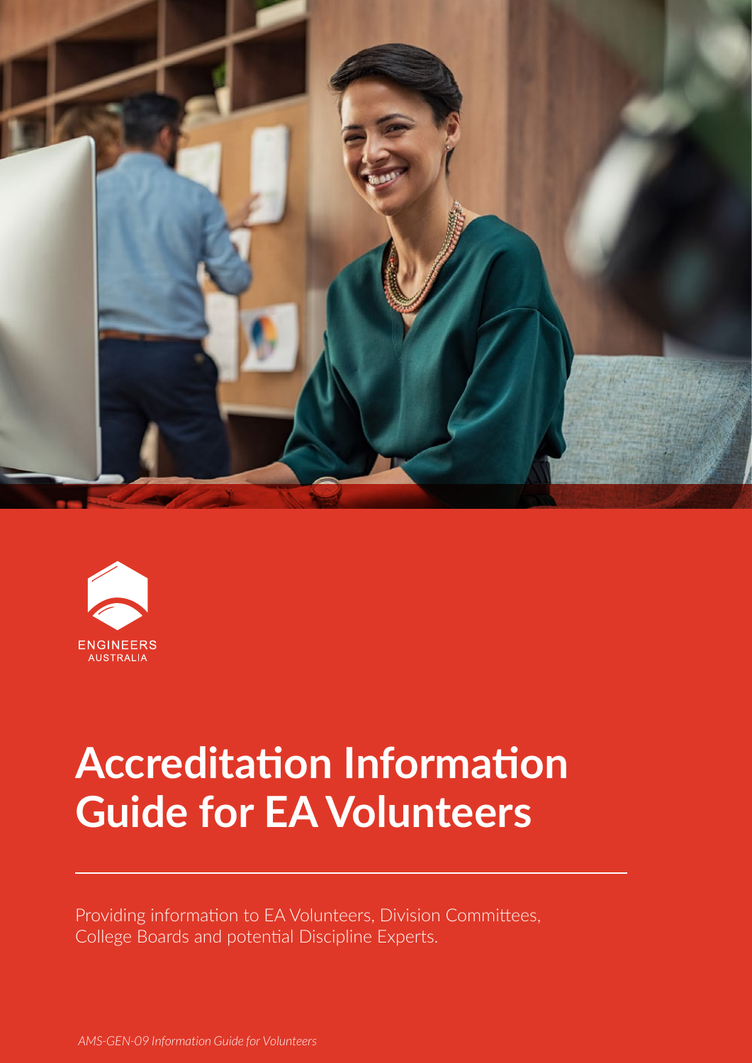ENGINEERS AUSTRALIA

# Accreditation Information Guide for EA Volunteers

Providing information to EA Volunteers, Division Committees, College Boards and potential Discipline Experts.

*AMS-GEN-09 Information Guide for Volunteers*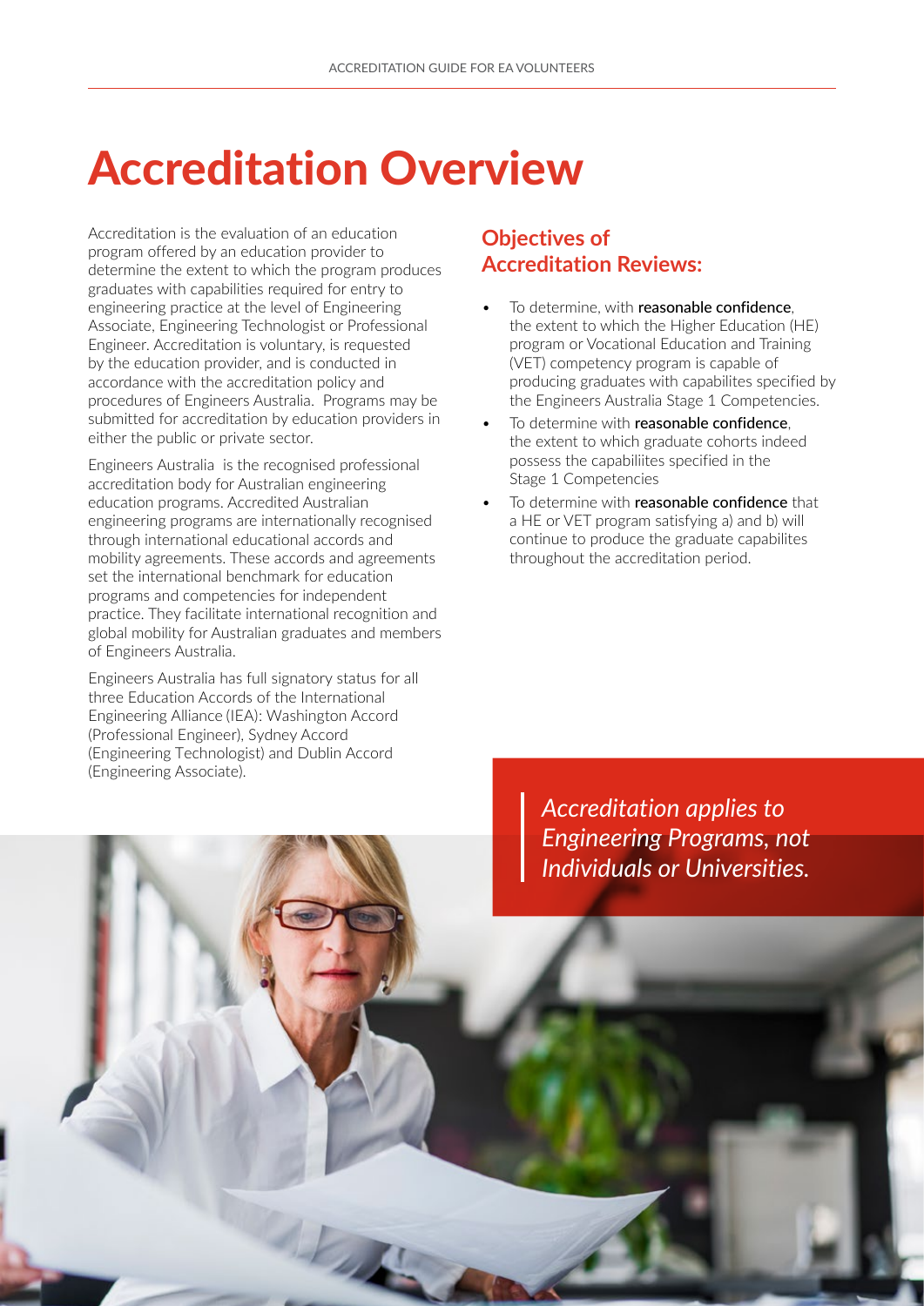# Accreditation Overview

Accreditation is the evaluation of an education program offered by an education provider to determine the extent to which the program produces graduates with capabilities required for entry to engineering practice at the level of Engineering Associate, Engineering Technologist or Professional Engineer. Accreditation is voluntary, is requested by the education provider, and is conducted in accordance with the accreditation policy and procedures of Engineers Australia. Programs may be submitted for accreditation by education providers in either the public or private sector.

Engineers Australia is the recognised professional accreditation body for Australian engineering education programs. Accredited Australian engineering programs are internationally recognised through international educational accords and mobility agreements. These accords and agreements set the international benchmark for education programs and competencies for independent practice. They facilitate international recognition and global mobility for Australian graduates and members of Engineers Australia.

Engineers Australia has full signatory status for all three Education Accords of the International Engineering Alliance (IEA): Washington Accord (Professional Engineer), Sydney Accord (Engineering Technologist) and Dublin Accord (Engineering Associate).

## Objectives of Accreditation Reviews:

- To determine, with **reasonable confidence**, the extent to which the Higher Education (HE) program or Vocational Education and Training (VET) competency program is capable of producing graduates with capabilites specified by the Engineers Australia Stage 1 Competencies.
- To determine with **reasonable confidence**, the extent to which graduate cohorts indeed possess the capabiliites specified in the Stage 1 Competencies
- To determine with **reasonable confidence** that a HE or VET program satisfying a) and b) will continue to produce the graduate capabilites throughout the accreditation period.

> *Accreditation applies to Engineering Programs, not Individuals or Universities.*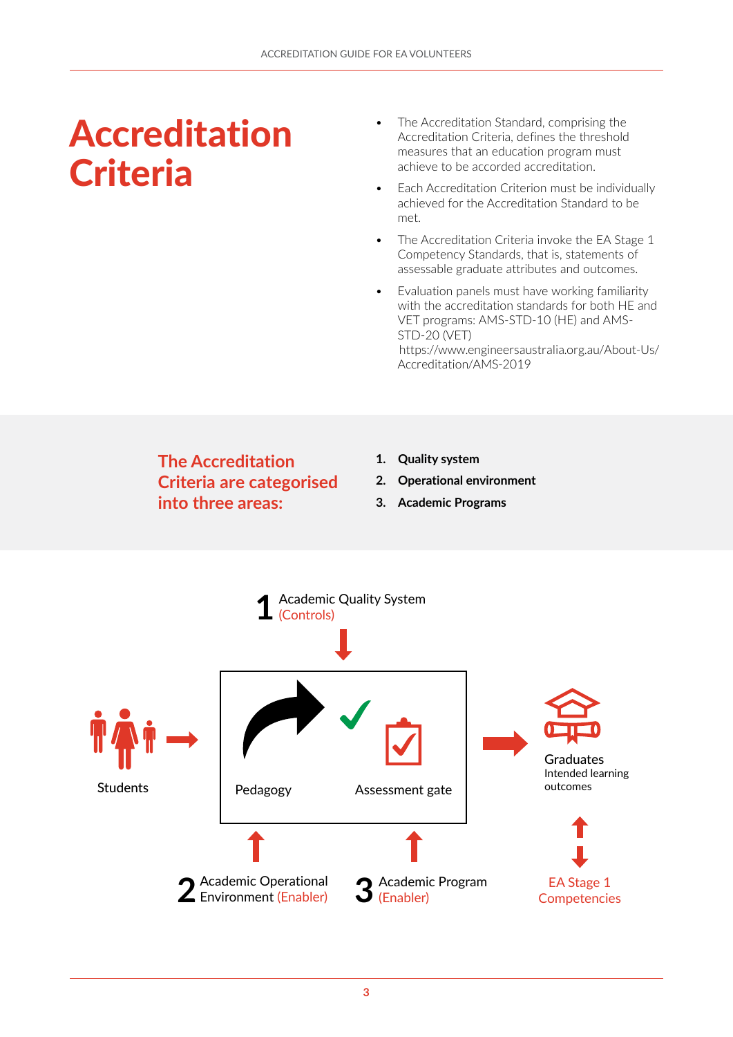# Accreditation Criteria

- The Accreditation Standard, comprising the Accreditation Criteria, defines the threshold measures that an education program must achieve to be accorded accreditation.
- Each Accreditation Criterion must be individually achieved for the Accreditation Standard to be met.
- The Accreditation Criteria invoke the EA Stage 1 Competency Standards, that is, statements of assessable graduate attributes and outcomes.
- Evaluation panels must have working familiarity with the accreditation standards for both HE and VET programs: AMS-STD-10 (HE) and AMS-STD-20 (VET) https://www.engineersaustralia.org.au/About-Us/Accreditation/AMS-2019

## The Accreditation Criteria are categorised into three areas:

1. **Quality system**
2. **Operational environment**
3. **Academic Programs**

1 Academic Quality System (Controls)

Students

Pedagogy

Assessment gate

Graduates
Intended learning outcomes

EA Stage 1 Competencies

2 Academic Operational Environment (Enabler)

3 Academic Program (Enabler)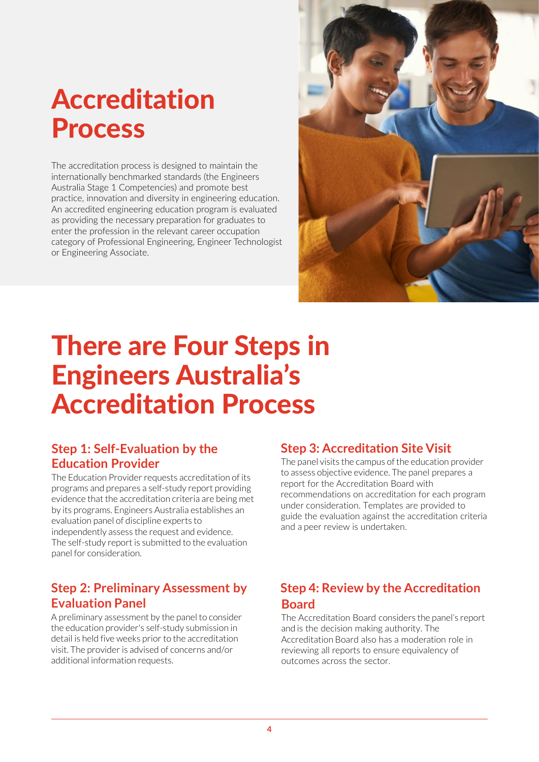# Accreditation Process

The accreditation process is designed to maintain the internationally benchmarked standards (the Engineers Australia Stage 1 Competencies) and promote best practice, innovation and diversity in engineering education. An accredited engineering education program is evaluated as providing the necessary preparation for graduates to enter the profession in the relevant career occupation category of Professional Engineering, Engineer Technologist or Engineering Associate.

# There are Four Steps in Engineers Australia's Accreditation Process

## Step 1: Self-Evaluation by the Education Provider

The Education Provider requests accreditation of its programs and prepares a self-study report providing evidence that the accreditation criteria are being met by its programs. Engineers Australia establishes an evaluation panel of discipline experts to independently assess the request and evidence. The self-study report is submitted to the evaluation panel for consideration.

## Step 2: Preliminary Assessment by Evaluation Panel

A preliminary assessment by the panel to consider the education provider's self-study submission in detail is held five weeks prior to the accreditation visit. The provider is advised of concerns and/or additional information requests.

## Step 3: Accreditation Site Visit

The panel visits the campus of the education provider to assess objective evidence. The panel prepares a report for the Accreditation Board with recommendations on accreditation for each program under consideration. Templates are provided to guide the evaluation against the accreditation criteria and a peer review is undertaken.

## Step 4: Review by the Accreditation Board

The Accreditation Board considers the panel's report and is the decision making authority. The Accreditation Board also has a moderation role in reviewing all reports to ensure equivalency of outcomes across the sector.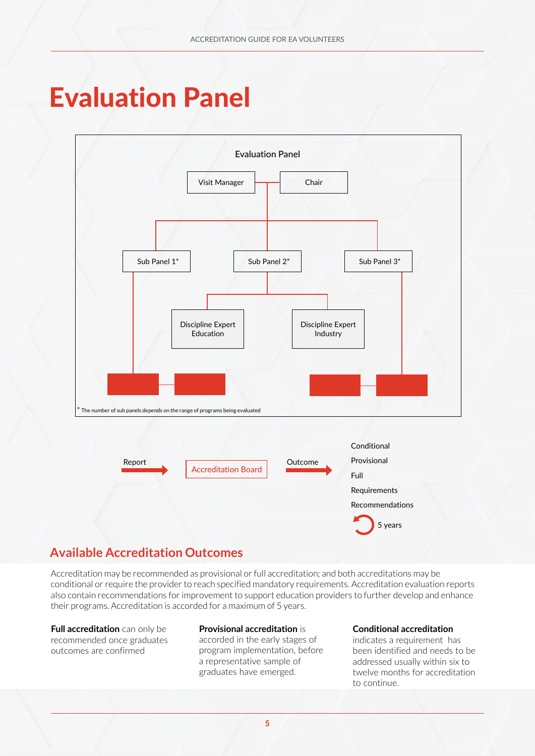# Evaluation Panel

Evaluation Panel

Visit Manager — Chair

Sub Panel 1* | Sub Panel 2* | Sub Panel 3*

Discipline Expert Education | Discipline Expert Industry

* The number of sub panels depends on the range of programs being evaluated

Report → Accreditation Board → Outcome →

- Conditional
- Provisional
- Full
- Requirements
- Recommendations
- 5 years

## Available Accreditation Outcomes

Accreditation may be recommended as provisional or full accreditation; and both accreditations may be conditional or require the provider to reach specified mandatory requirements. Accreditation evaluation reports also contain recommendations for improvement to support education providers to further develop and enhance their programs. Accreditation is accorded for a maximum of 5 years.

**Full accreditation** can only be recommended once graduates outcomes are confirmed

**Provisional accreditation** is accorded in the early stages of program implementation, before a representative sample of graduates have emerged.

**Conditional accreditation** indicates a requirement has been identified and needs to be addressed usually within six to twelve months for accreditation to continue.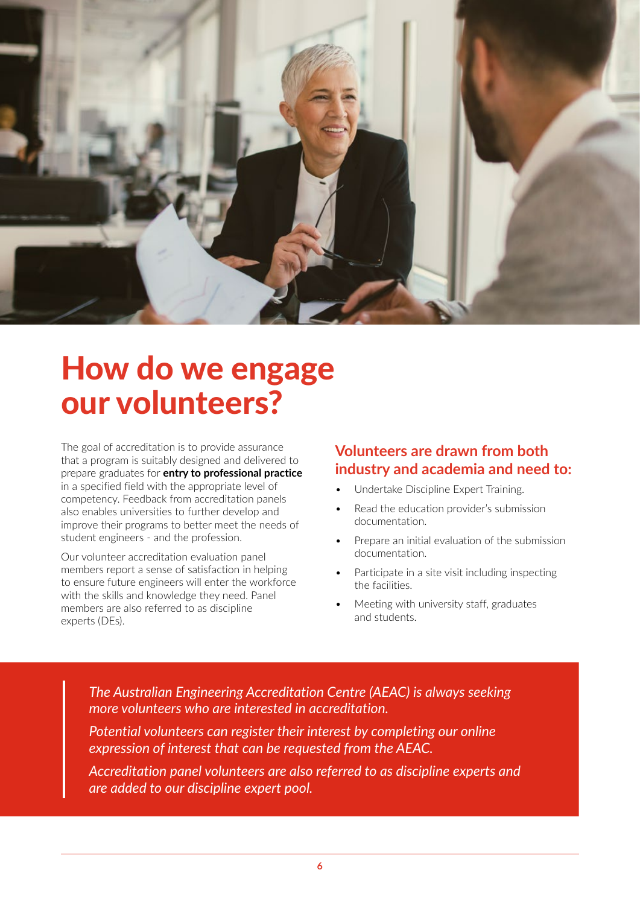# How do we engage our volunteers?

The goal of accreditation is to provide assurance that a program is suitably designed and delivered to prepare graduates for **entry to professional practice** in a specified field with the appropriate level of competency. Feedback from accreditation panels also enables universities to further develop and improve their programs to better meet the needs of student engineers - and the profession.

Our volunteer accreditation evaluation panel members report a sense of satisfaction in helping to ensure future engineers will enter the workforce with the skills and knowledge they need. Panel members are also referred to as discipline experts (DEs).

## Volunteers are drawn from both industry and academia and need to:

- Undertake Discipline Expert Training.
- Read the education provider's submission documentation.
- Prepare an initial evaluation of the submission documentation.
- Participate in a site visit including inspecting the facilities.
- Meeting with university staff, graduates and students.

> *The Australian Engineering Accreditation Centre (AEAC) is always seeking more volunteers who are interested in accreditation.*
>
> *Potential volunteers can register their interest by completing our online expression of interest that can be requested from the AEAC.*
>
> *Accreditation panel volunteers are also referred to as discipline experts and are added to our discipline expert pool.*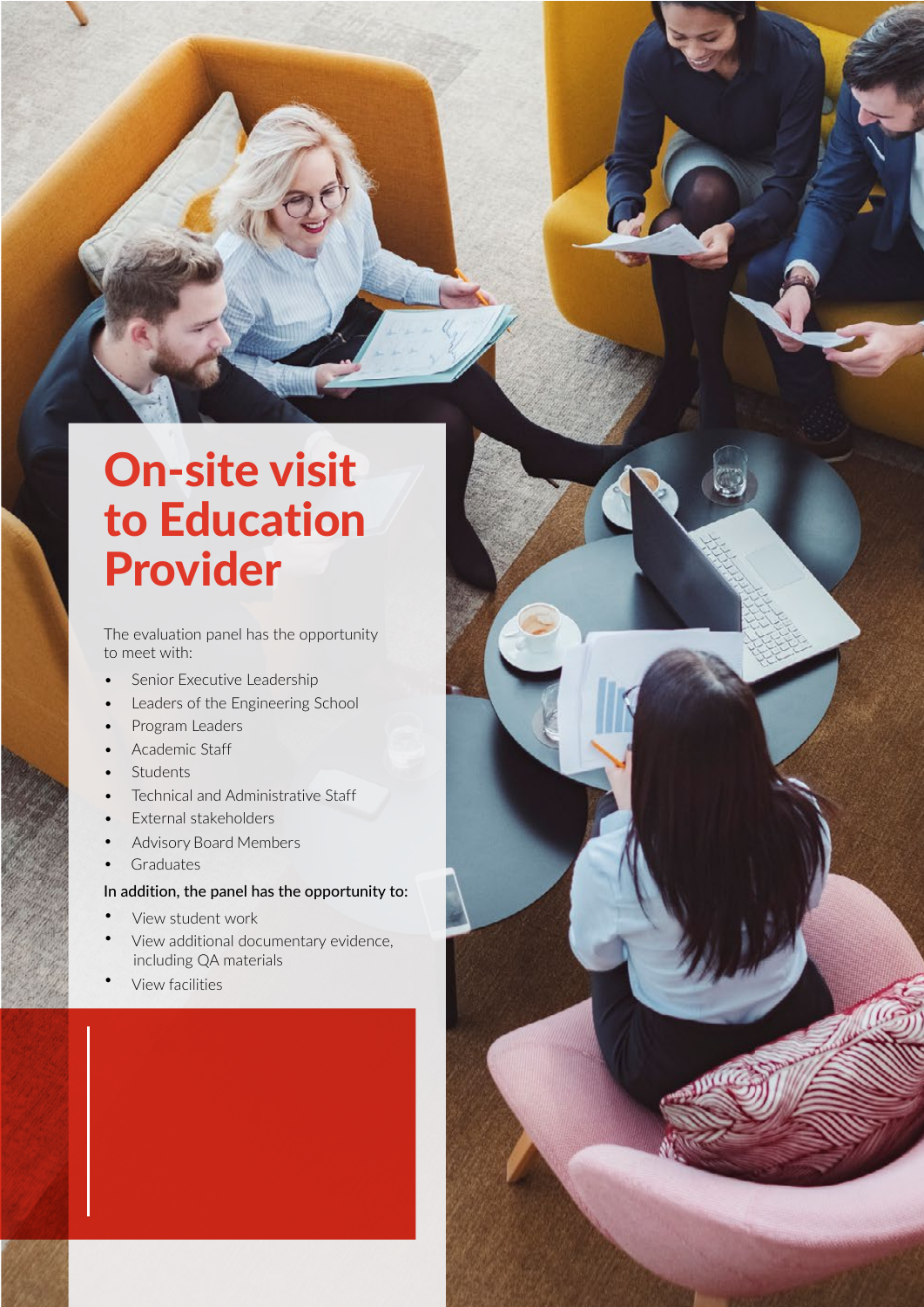# On-site visit to Education Provider

The evaluation panel has the opportunity to meet with:

- Senior Executive Leadership
- Leaders of the Engineering School
- Program Leaders
- Academic Staff
- Students
- Technical and Administrative Staff
- External stakeholders
- Advisory Board Members
- Graduates

**In addition, the panel has the opportunity to:**

- View student work
- View additional documentary evidence, including QA materials
- View facilities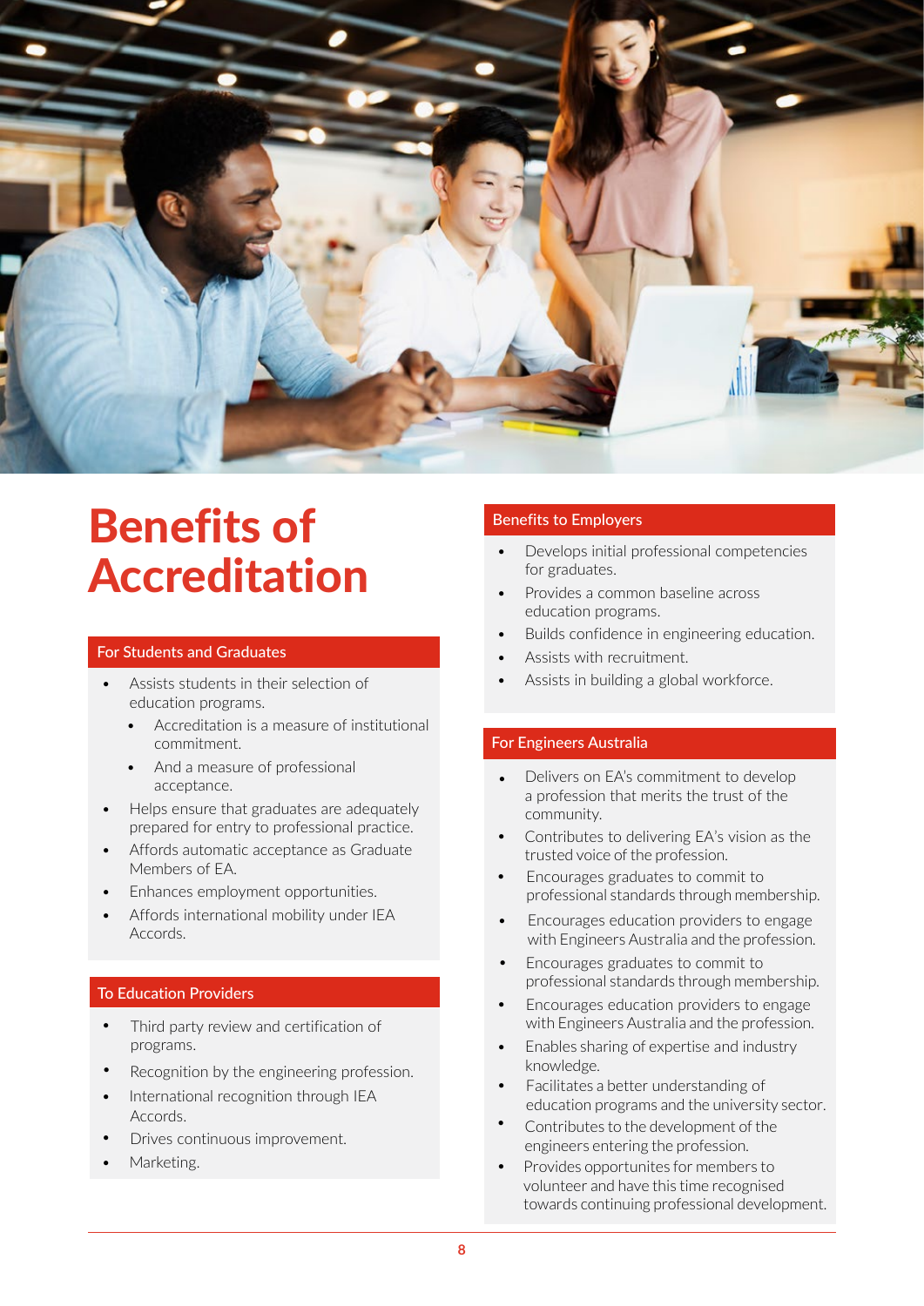# Benefits of Accreditation

### For Students and Graduates

- Assists students in their selection of education programs.
  - Accreditation is a measure of institutional commitment.
  - And a measure of professional acceptance.
- Helps ensure that graduates are adequately prepared for entry to professional practice.
- Affords automatic acceptance as Graduate Members of EA.
- Enhances employment opportunities.
- Affords international mobility under IEA Accords.

### To Education Providers

- Third party review and certification of programs.
- Recognition by the engineering profession.
- International recognition through IEA Accords.
- Drives continuous improvement.
- Marketing.

### Benefits to Employers

- Develops initial professional competencies for graduates.
- Provides a common baseline across education programs.
- Builds confidence in engineering education.
- Assists with recruitment.
- Assists in building a global workforce.

### For Engineers Australia

- Delivers on EA's commitment to develop a profession that merits the trust of the community.
- Contributes to delivering EA's vision as the trusted voice of the profession.
- Encourages graduates to commit to professional standards through membership.
- Encourages education providers to engage with Engineers Australia and the profession.
- Encourages graduates to commit to professional standards through membership.
- Encourages education providers to engage with Engineers Australia and the profession.
- Enables sharing of expertise and industry knowledge.
- Facilitates a better understanding of education programs and the university sector.
- Contributes to the development of the engineers entering the profession.
- Provides opportunites for members to volunteer and have this time recognised towards continuing professional development.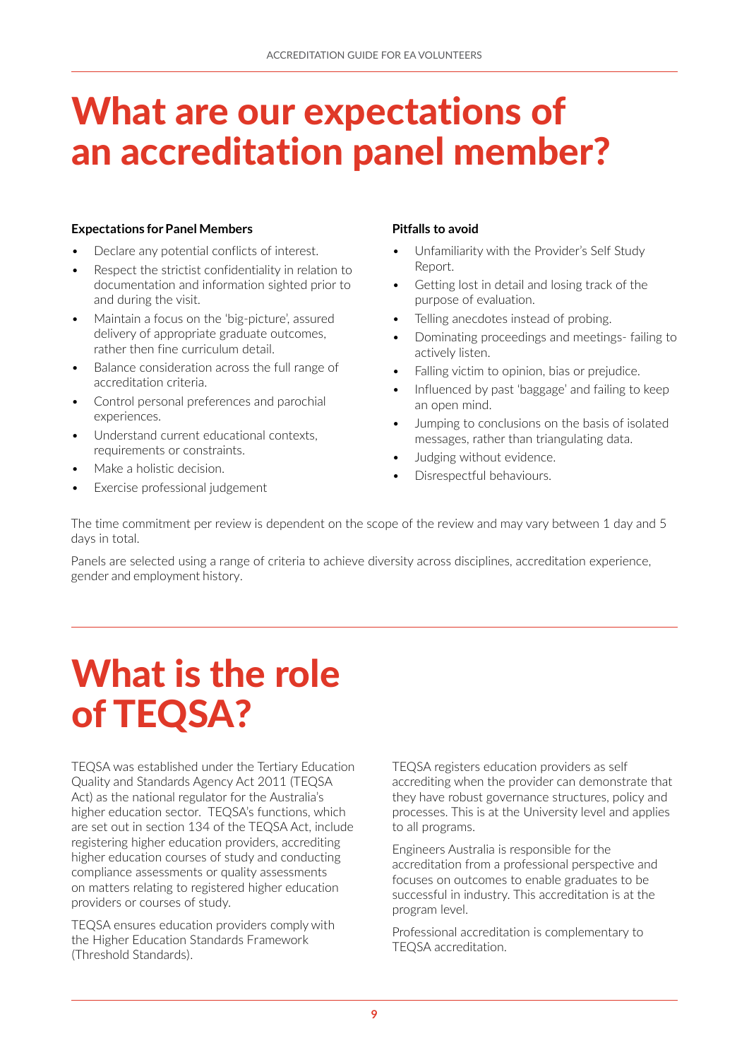# What are our expectations of an accreditation panel member?

**Expectations for Panel Members**

- Declare any potential conflicts of interest.
- Respect the strictist confidentiality in relation to documentation and information sighted prior to and during the visit.
- Maintain a focus on the 'big-picture', assured delivery of appropriate graduate outcomes, rather then fine curriculum detail.
- Balance consideration across the full range of accreditation criteria.
- Control personal preferences and parochial experiences.
- Understand current educational contexts, requirements or constraints.
- Make a holistic decision.
- Exercise professional judgement

**Pitfalls to avoid**

- Unfamiliarity with the Provider's Self Study Report.
- Getting lost in detail and losing track of the purpose of evaluation.
- Telling anecdotes instead of probing.
- Dominating proceedings and meetings- failing to actively listen.
- Falling victim to opinion, bias or prejudice.
- Influenced by past 'baggage' and failing to keep an open mind.
- Jumping to conclusions on the basis of isolated messages, rather than triangulating data.
- Judging without evidence.
- Disrespectful behaviours.

The time commitment per review is dependent on the scope of the review and may vary between 1 day and 5 days in total.

Panels are selected using a range of criteria to achieve diversity across disciplines, accreditation experience, gender and employment history.

# What is the role of TEQSA?

TEQSA was established under the Tertiary Education Quality and Standards Agency Act 2011 (TEQSA Act) as the national regulator for the Australia's higher education sector. TEQSA's functions, which are set out in section 134 of the TEQSA Act, include registering higher education providers, accrediting higher education courses of study and conducting compliance assessments or quality assessments on matters relating to registered higher education providers or courses of study.

TEQSA ensures education providers comply with the Higher Education Standards Framework (Threshold Standards).

TEQSA registers education providers as self accrediting when the provider can demonstrate that they have robust governance structures, policy and processes. This is at the University level and applies to all programs.

Engineers Australia is responsible for the accreditation from a professional perspective and focuses on outcomes to enable graduates to be successful in industry. This accreditation is at the program level.

Professional accreditation is complementary to TEQSA accreditation.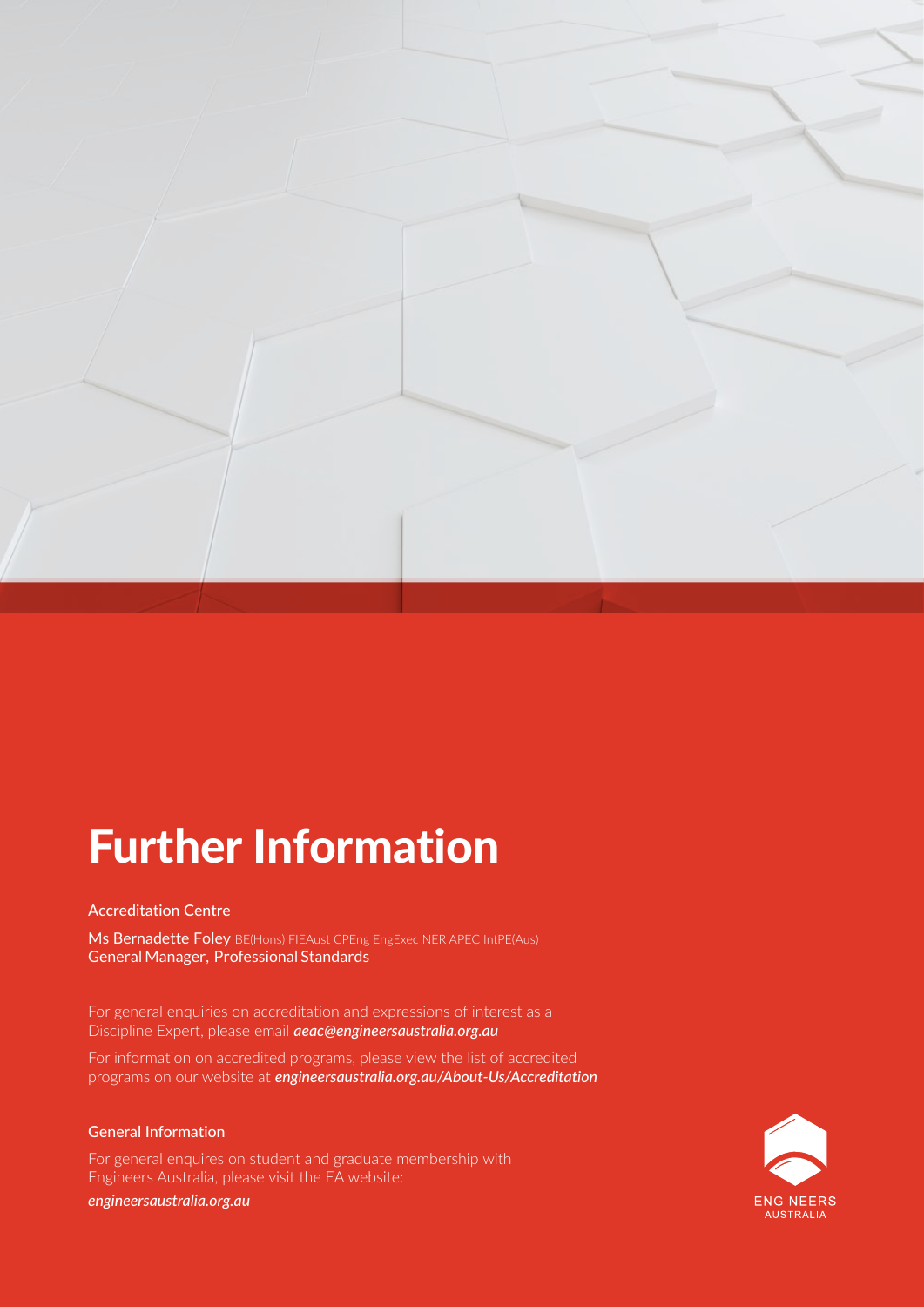# Further Information

## Accreditation Centre

Ms Bernadette Foley BE(Hons) FIEAust CPEng EngExec NER APEC IntPE(Aus)
General Manager, Professional Standards

For general enquiries on accreditation and expressions of interest as a Discipline Expert, please email ***aeac@engineersaustralia.org.au***

For information on accredited programs, please view the list of accredited programs on our website at ***engineersaustralia.org.au/About-Us/Accreditation***

## General Information

For general enquires on student and graduate membership with Engineers Australia, please visit the EA website:

***engineersaustralia.org.au***

ENGINEERS AUSTRALIA